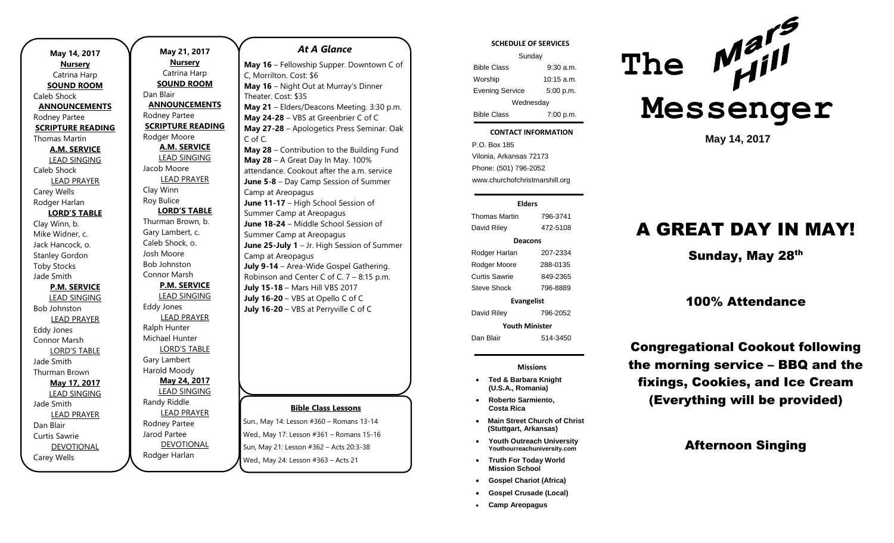**May 14, 2017**

**Nursery**
Catrina Harp

**SOUND ROOM**
Caleb Shock

**ANNOUNCEMENTS**
Rodney Partee

**SCRIPTURE READING**
Thomas Martin

**A.M. SERVICE**

LEAD SINGING
Caleb Shock

LEAD PRAYER
Carey Wells
Rodger Harlan

**LORD'S TABLE**
Clay Winn, b.
Mike Widner, c.
Jack Hancock, o.
Stanley Gordon
Toby Stocks
Jade Smith

**P.M. SERVICE**

LEAD SINGING
Bob Johnston

LEAD PRAYER
Eddy Jones
Connor Marsh

LORD'S TABLE
Jade Smith
Thurman Brown

**May 17, 2017**

LEAD SINGING
Jade Smith

LEAD PRAYER
Dan Blair
Curtis Sawrie

DEVOTIONAL
Carey Wells

**May 21, 2017**

**Nursery**
Catrina Harp

**SOUND ROOM**
Dan Blair

**ANNOUNCEMENTS**
Rodney Partee

**SCRIPTURE READING**
Rodger Moore

**A.M. SERVICE**

LEAD SINGING
Jacob Moore

LEAD PRAYER
Clay Winn
Roy Bulice

**LORD'S TABLE**
Thurman Brown, b.
Gary Lambert, c.
Caleb Shock, o.
Josh Moore
Bob Johnston
Connor Marsh

**P.M. SERVICE**

LEAD SINGING
Eddy Jones

LEAD PRAYER
Ralph Hunter
Michael Hunter

LORD'S TABLE
Gary Lambert
Harold Moody

**May 24, 2017**

LEAD SINGING
Randy Riddle

LEAD PRAYER
Rodney Partee
Jarod Partee

DEVOTIONAL
Rodger Harlan

## *At A Glance*

**May 16** – Fellowship Supper. Downtown C of C, Morrilton. Cost: $6
**May 16** – Night Out at Murray's Dinner Theater. Cost: $35
**May 21** – Elders/Deacons Meeting. 3:30 p.m.
**May 24-28** – VBS at Greenbrier C of C
**May 27-28** – Apologetics Press Seminar. Oak C of C.
**May 28** – Contribution to the Building Fund
**May 28** – A Great Day In May. 100% attendance. Cookout after the a.m. service
**June 5-8** – Day Camp Session of Summer Camp at Areopagus
**June 11-17** – High School Session of Summer Camp at Areopagus
**June 18-24** – Middle School Session of Summer Camp at Areopagus
**June 25-July 1** – Jr. High Session of Summer Camp at Areopagus
**July 9-14** – Area-Wide Gospel Gathering. Robinson and Center C of C. 7 – 8:15 p.m.
**July 15-18** – Mars Hill VBS 2017
**July 16-20** – VBS at Opello C of C
**July 16-20** – VBS at Perryville C of C

**Bible Class Lessons**

Sun., May 14: Lesson #360 – Romans 13-14
Wed., May 17: Lesson #361 – Romans 15-16
Sun, May 21: Lesson #362 – Acts 20:3-38
Wed., May 24: Lesson #363 – Acts 21

**SCHEDULE OF SERVICES**

| Sunday | |
|---|---|
| Bible Class | 9:30 a.m. |
| Worship | 10:15 a.m. |
| Evening Service | 5:00 p.m. |
| Wednesday | |
| Bible Class | 7:00 p.m. |

**CONTACT INFORMATION**

P.O. Box 185
Vilonia, Arkansas 72173
Phone: (501) 796-2052
www.churchofchristmarshill.org

**Elders**

| | |
|---|---|
| Thomas Martin | 796-3741 |
| David Riley | 472-5108 |

**Deacons**

| | |
|---|---|
| Rodger Harlan | 207-2334 |
| Rodger Moore | 288-0135 |
| Curtis Sawrie | 849-2365 |
| Steve Shock | 796-8889 |

**Evangelist**

| | |
|---|---|
| David Riley | 796-2052 |

**Youth Minister**

| | |
|---|---|
| Dan Blair | 514-3450 |

**Missions**

- **Ted & Barbara Knight (U.S.A., Romania)**
- **Roberto Sarmiento, Costa Rica**
- **Main Street Church of Christ (Stuttgart, Arkansas)**
- **Youth Outreach University Youthourreachuniversity.com**
- **Truth For Today World Mission School**
- **Gospel Chariot (Africa)**
- **Gospel Crusade (Local)**
- **Camp Areopagus**

# The Mars Hill Messenger

**May 14, 2017**

# A GREAT DAY IN MAY!

## Sunday, May 28th

## 100% Attendance

## Congregational Cookout following the morning service – BBQ and the fixings, Cookies, and Ice Cream (Everything will be provided)

## Afternoon Singing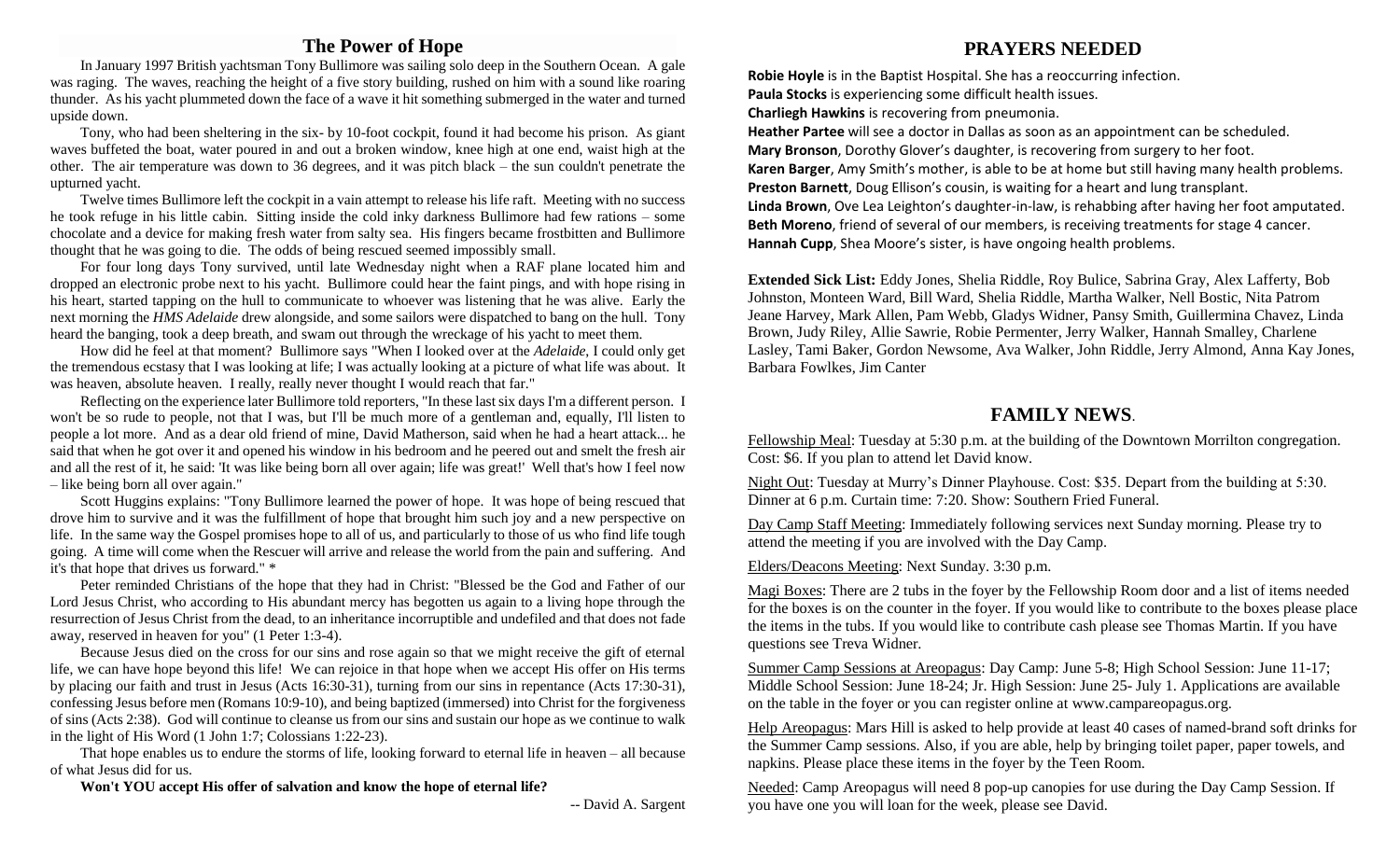## The Power of Hope

In January 1997 British yachtsman Tony Bullimore was sailing solo deep in the Southern Ocean. A gale was raging. The waves, reaching the height of a five story building, rushed on him with a sound like roaring thunder. As his yacht plummeted down the face of a wave it hit something submerged in the water and turned upside down.

Tony, who had been sheltering in the six- by 10-foot cockpit, found it had become his prison. As giant waves buffeted the boat, water poured in and out a broken window, knee high at one end, waist high at the other. The air temperature was down to 36 degrees, and it was pitch black – the sun couldn't penetrate the upturned yacht.

Twelve times Bullimore left the cockpit in a vain attempt to release his life raft. Meeting with no success he took refuge in his little cabin. Sitting inside the cold inky darkness Bullimore had few rations – some chocolate and a device for making fresh water from salty sea. His fingers became frostbitten and Bullimore thought that he was going to die. The odds of being rescued seemed impossibly small.

For four long days Tony survived, until late Wednesday night when a RAF plane located him and dropped an electronic probe next to his yacht. Bullimore could hear the faint pings, and with hope rising in his heart, started tapping on the hull to communicate to whoever was listening that he was alive. Early the next morning the *HMS Adelaide* drew alongside, and some sailors were dispatched to bang on the hull. Tony heard the banging, took a deep breath, and swam out through the wreckage of his yacht to meet them.

How did he feel at that moment? Bullimore says "When I looked over at the *Adelaide*, I could only get the tremendous ecstasy that I was looking at life; I was actually looking at a picture of what life was about. It was heaven, absolute heaven. I really, really never thought I would reach that far."

Reflecting on the experience later Bullimore told reporters, "In these last six days I'm a different person. I won't be so rude to people, not that I was, but I'll be much more of a gentleman and, equally, I'll listen to people a lot more. And as a dear old friend of mine, David Matherson, said when he had a heart attack... he said that when he got over it and opened his window in his bedroom and he peered out and smelt the fresh air and all the rest of it, he said: 'It was like being born all over again; life was great!' Well that's how I feel now – like being born all over again."

Scott Huggins explains: "Tony Bullimore learned the power of hope. It was hope of being rescued that drove him to survive and it was the fulfillment of hope that brought him such joy and a new perspective on life. In the same way the Gospel promises hope to all of us, and particularly to those of us who find life tough going. A time will come when the Rescuer will arrive and release the world from the pain and suffering. And it's that hope that drives us forward." *

Peter reminded Christians of the hope that they had in Christ: "Blessed be the God and Father of our Lord Jesus Christ, who according to His abundant mercy has begotten us again to a living hope through the resurrection of Jesus Christ from the dead, to an inheritance incorruptible and undefiled and that does not fade away, reserved in heaven for you" (1 Peter 1:3-4).

Because Jesus died on the cross for our sins and rose again so that we might receive the gift of eternal life, we can have hope beyond this life! We can rejoice in that hope when we accept His offer on His terms by placing our faith and trust in Jesus (Acts 16:30-31), turning from our sins in repentance (Acts 17:30-31), confessing Jesus before men (Romans 10:9-10), and being baptized (immersed) into Christ for the forgiveness of sins (Acts 2:38). God will continue to cleanse us from our sins and sustain our hope as we continue to walk in the light of His Word (1 John 1:7; Colossians 1:22-23).

That hope enables us to endure the storms of life, looking forward to eternal life in heaven – all because of what Jesus did for us.

**Won't YOU accept His offer of salvation and know the hope of eternal life?**

-- David A. Sargent

## PRAYERS NEEDED

**Robie Hoyle** is in the Baptist Hospital. She has a reoccurring infection.
**Paula Stocks** is experiencing some difficult health issues.
**Charliegh Hawkins** is recovering from pneumonia.
**Heather Partee** will see a doctor in Dallas as soon as an appointment can be scheduled.
**Mary Bronson**, Dorothy Glover's daughter, is recovering from surgery to her foot.
**Karen Barger**, Amy Smith's mother, is able to be at home but still having many health problems.
**Preston Barnett**, Doug Ellison's cousin, is waiting for a heart and lung transplant.
**Linda Brown**, Ove Lea Leighton's daughter-in-law, is rehabbing after having her foot amputated.
**Beth Moreno**, friend of several of our members, is receiving treatments for stage 4 cancer.
**Hannah Cupp**, Shea Moore's sister, is have ongoing health problems.

**Extended Sick List:** Eddy Jones, Shelia Riddle, Roy Bulice, Sabrina Gray, Alex Lafferty, Bob Johnston, Monteen Ward, Bill Ward, Shelia Riddle, Martha Walker, Nell Bostic, Nita Patrom Jeane Harvey, Mark Allen, Pam Webb, Gladys Widner, Pansy Smith, Guillermina Chavez, Linda Brown, Judy Riley, Allie Sawrie, Robie Permenter, Jerry Walker, Hannah Smalley, Charlene Lasley, Tami Baker, Gordon Newsome, Ava Walker, John Riddle, Jerry Almond, Anna Kay Jones, Barbara Fowlkes, Jim Canter

## FAMILY NEWS.

Fellowship Meal: Tuesday at 5:30 p.m. at the building of the Downtown Morrilton congregation. Cost: $6. If you plan to attend let David know.

Night Out: Tuesday at Murry's Dinner Playhouse. Cost: $35. Depart from the building at 5:30. Dinner at 6 p.m. Curtain time: 7:20. Show: Southern Fried Funeral.

Day Camp Staff Meeting: Immediately following services next Sunday morning. Please try to attend the meeting if you are involved with the Day Camp.

Elders/Deacons Meeting: Next Sunday. 3:30 p.m.

Magi Boxes: There are 2 tubs in the foyer by the Fellowship Room door and a list of items needed for the boxes is on the counter in the foyer. If you would like to contribute to the boxes please place the items in the tubs. If you would like to contribute cash please see Thomas Martin. If you have questions see Treva Widner.

Summer Camp Sessions at Areopagus: Day Camp: June 5-8; High School Session: June 11-17; Middle School Session: June 18-24; Jr. High Session: June 25- July 1. Applications are available on the table in the foyer or you can register online at www.campareopagus.org.

Help Areopagus: Mars Hill is asked to help provide at least 40 cases of named-brand soft drinks for the Summer Camp sessions. Also, if you are able, help by bringing toilet paper, paper towels, and napkins. Please place these items in the foyer by the Teen Room.

Needed: Camp Areopagus will need 8 pop-up canopies for use during the Day Camp Session. If you have one you will loan for the week, please see David.